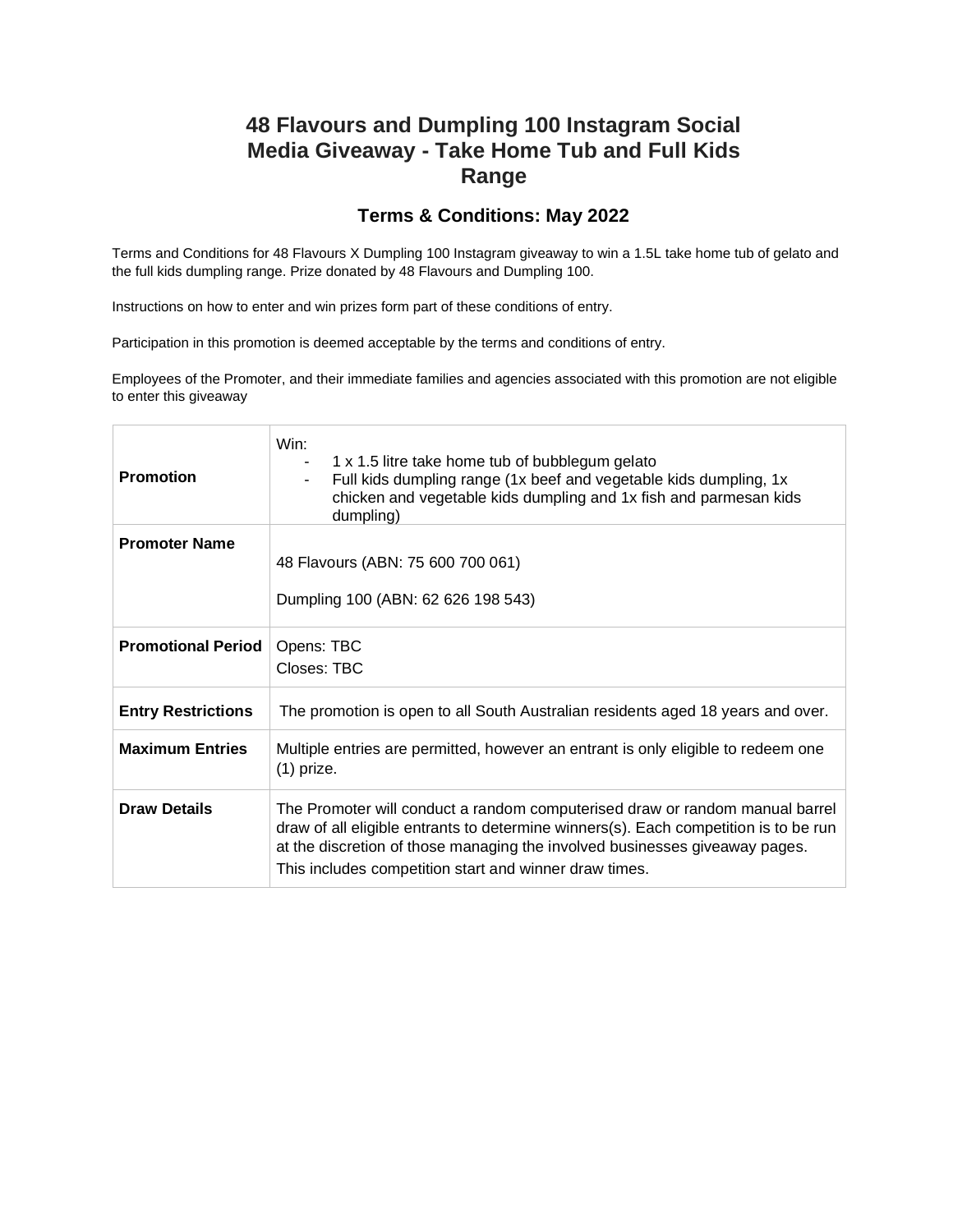# 48 Flavours and Dumpling 100 Instagram Social Media Giveaway - Take Home Tub and Full Kids Range

## Terms & Conditions: May 2022

Terms and Conditions for 48 Flavours X Dumpling 100 Instagram giveaway to win a 1.5L take home tub of gelato and the full kids dumpling range. Prize donated by 48 Flavours and Dumpling 100.

Instructions on how to enter and win prizes form part of these conditions of entry.

Participation in this promotion is deemed acceptable by the terms and conditions of entry.

Employees of the Promoter, and their immediate families and agencies associated with this promotion are not eligible to enter this giveaway

| | |
|---|---|
| **Promotion** | Win:<br>- 1 x 1.5 litre take home tub of bubblegum gelato<br>- Full kids dumpling range (1x beef and vegetable kids dumpling, 1x chicken and vegetable kids dumpling and 1x fish and parmesan kids dumpling) |
| **Promoter Name** | 48 Flavours (ABN: 75 600 700 061)<br><br>Dumpling 100 (ABN: 62 626 198 543) |
| **Promotional Period** | Opens: TBC<br>Closes: TBC |
| **Entry Restrictions** | The promotion is open to all South Australian residents aged 18 years and over. |
| **Maximum Entries** | Multiple entries are permitted, however an entrant is only eligible to redeem one (1) prize. |
| **Draw Details** | The Promoter will conduct a random computerised draw or random manual barrel draw of all eligible entrants to determine winners(s). Each competition is to be run at the discretion of those managing the involved businesses giveaway pages. This includes competition start and winner draw times. |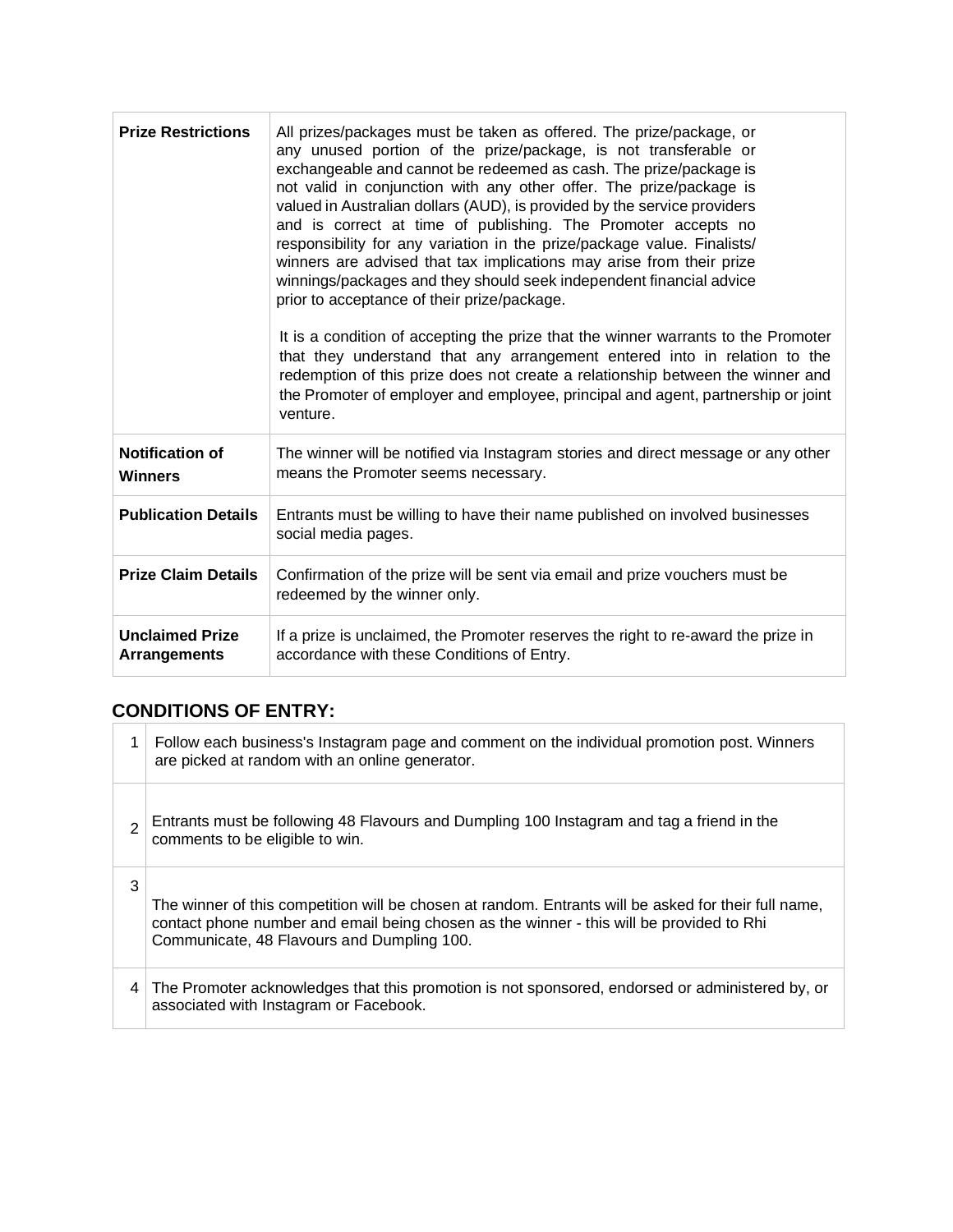| | |
|---|---|
| **Prize Restrictions** | All prizes/packages must be taken as offered. The prize/package, or any unused portion of the prize/package, is not transferable or exchangeable and cannot be redeemed as cash. The prize/package is not valid in conjunction with any other offer. The prize/package is valued in Australian dollars (AUD), is provided by the service providers and is correct at time of publishing. The Promoter accepts no responsibility for any variation in the prize/package value. Finalists/ winners are advised that tax implications may arise from their prize winnings/packages and they should seek independent financial advice prior to acceptance of their prize/package.<br><br>It is a condition of accepting the prize that the winner warrants to the Promoter that they understand that any arrangement entered into in relation to the redemption of this prize does not create a relationship between the winner and the Promoter of employer and employee, principal and agent, partnership or joint venture. |
| **Notification of Winners** | The winner will be notified via Instagram stories and direct message or any other means the Promoter seems necessary. |
| **Publication Details** | Entrants must be willing to have their name published on involved businesses social media pages. |
| **Prize Claim Details** | Confirmation of the prize will be sent via email and prize vouchers must be redeemed by the winner only. |
| **Unclaimed Prize Arrangements** | If a prize is unclaimed, the Promoter reserves the right to re-award the prize in accordance with these Conditions of Entry. |

## CONDITIONS OF ENTRY:

| | |
|---|---|
| 1 | Follow each business's Instagram page and comment on the individual promotion post. Winners are picked at random with an online generator. |
| 2 | Entrants must be following 48 Flavours and Dumpling 100 Instagram and tag a friend in the comments to be eligible to win. |
| 3 | The winner of this competition will be chosen at random. Entrants will be asked for their full name, contact phone number and email being chosen as the winner - this will be provided to Rhi Communicate, 48 Flavours and Dumpling 100. |
| 4 | The Promoter acknowledges that this promotion is not sponsored, endorsed or administered by, or associated with Instagram or Facebook. |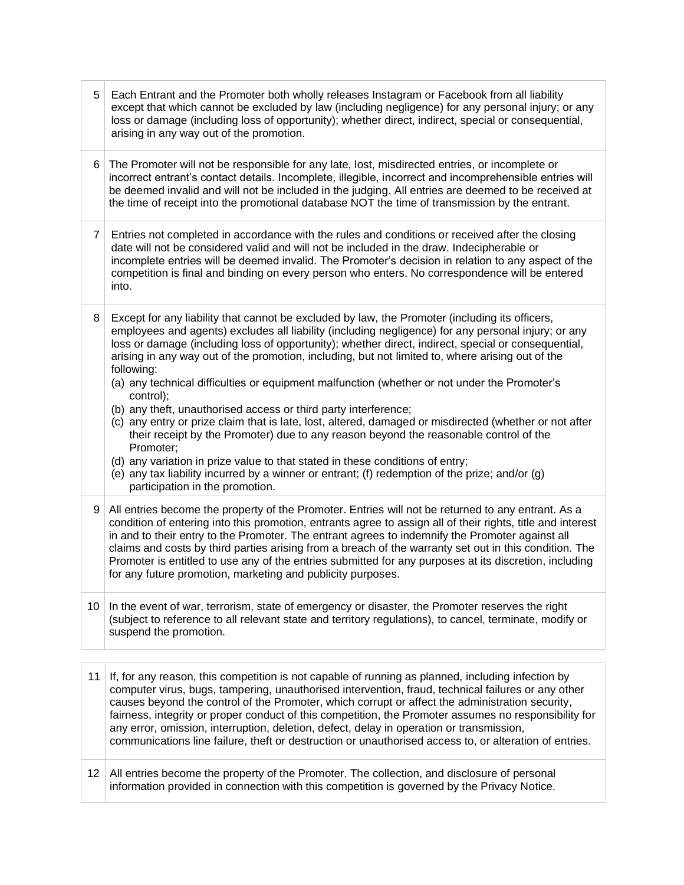| | |
|---|---|
| 5 | Each Entrant and the Promoter both wholly releases Instagram or Facebook from all liability except that which cannot be excluded by law (including negligence) for any personal injury; or any loss or damage (including loss of opportunity); whether direct, indirect, special or consequential, arising in any way out of the promotion. |
| 6 | The Promoter will not be responsible for any late, lost, misdirected entries, or incomplete or incorrect entrant's contact details. Incomplete, illegible, incorrect and incomprehensible entries will be deemed invalid and will not be included in the judging. All entries are deemed to be received at the time of receipt into the promotional database NOT the time of transmission by the entrant. |
| 7 | Entries not completed in accordance with the rules and conditions or received after the closing date will not be considered valid and will not be included in the draw. Indecipherable or incomplete entries will be deemed invalid. The Promoter's decision in relation to any aspect of the competition is final and binding on every person who enters. No correspondence will be entered into. |
| 8 | Except for any liability that cannot be excluded by law, the Promoter (including its officers, employees and agents) excludes all liability (including negligence) for any personal injury; or any loss or damage (including loss of opportunity); whether direct, indirect, special or consequential, arising in any way out of the promotion, including, but not limited to, where arising out of the following:<br>(a) any technical difficulties or equipment malfunction (whether or not under the Promoter's control);<br>(b) any theft, unauthorised access or third party interference;<br>(c) any entry or prize claim that is late, lost, altered, damaged or misdirected (whether or not after their receipt by the Promoter) due to any reason beyond the reasonable control of the Promoter;<br>(d) any variation in prize value to that stated in these conditions of entry;<br>(e) any tax liability incurred by a winner or entrant; (f) redemption of the prize; and/or (g) participation in the promotion. |
| 9 | All entries become the property of the Promoter. Entries will not be returned to any entrant. As a condition of entering into this promotion, entrants agree to assign all of their rights, title and interest in and to their entry to the Promoter. The entrant agrees to indemnify the Promoter against all claims and costs by third parties arising from a breach of the warranty set out in this condition. The Promoter is entitled to use any of the entries submitted for any purposes at its discretion, including for any future promotion, marketing and publicity purposes. |
| 10 | In the event of war, terrorism, state of emergency or disaster, the Promoter reserves the right (subject to reference to all relevant state and territory regulations), to cancel, terminate, modify or suspend the promotion. |
| 11 | If, for any reason, this competition is not capable of running as planned, including infection by computer virus, bugs, tampering, unauthorised intervention, fraud, technical failures or any other causes beyond the control of the Promoter, which corrupt or affect the administration security, fairness, integrity or proper conduct of this competition, the Promoter assumes no responsibility for any error, omission, interruption, deletion, defect, delay in operation or transmission, communications line failure, theft or destruction or unauthorised access to, or alteration of entries. |
| 12 | All entries become the property of the Promoter. The collection, and disclosure of personal information provided in connection with this competition is governed by the Privacy Notice. |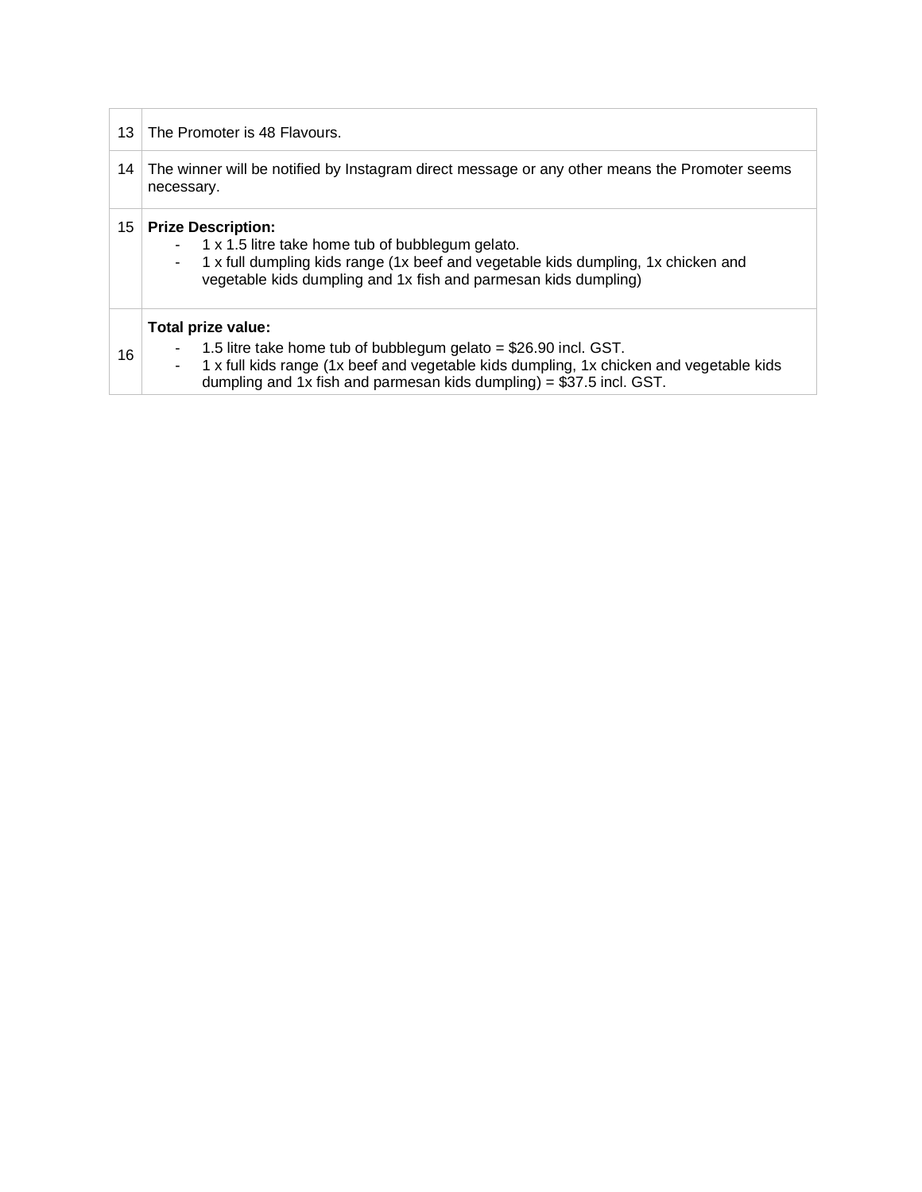| | |
|---|---|
| 13 | The Promoter is 48 Flavours. |
| 14 | The winner will be notified by Instagram direct message or any other means the Promoter seems necessary. |
| 15 | **Prize Description:**<br>- 1 x 1.5 litre take home tub of bubblegum gelato.<br>- 1 x full dumpling kids range (1x beef and vegetable kids dumpling, 1x chicken and vegetable kids dumpling and 1x fish and parmesan kids dumpling) |
| 16 | **Total prize value:**<br>- 1.5 litre take home tub of bubblegum gelato = $26.90 incl. GST.<br>- 1 x full kids range (1x beef and vegetable kids dumpling, 1x chicken and vegetable kids dumpling and 1x fish and parmesan kids dumpling) = $37.5 incl. GST. |